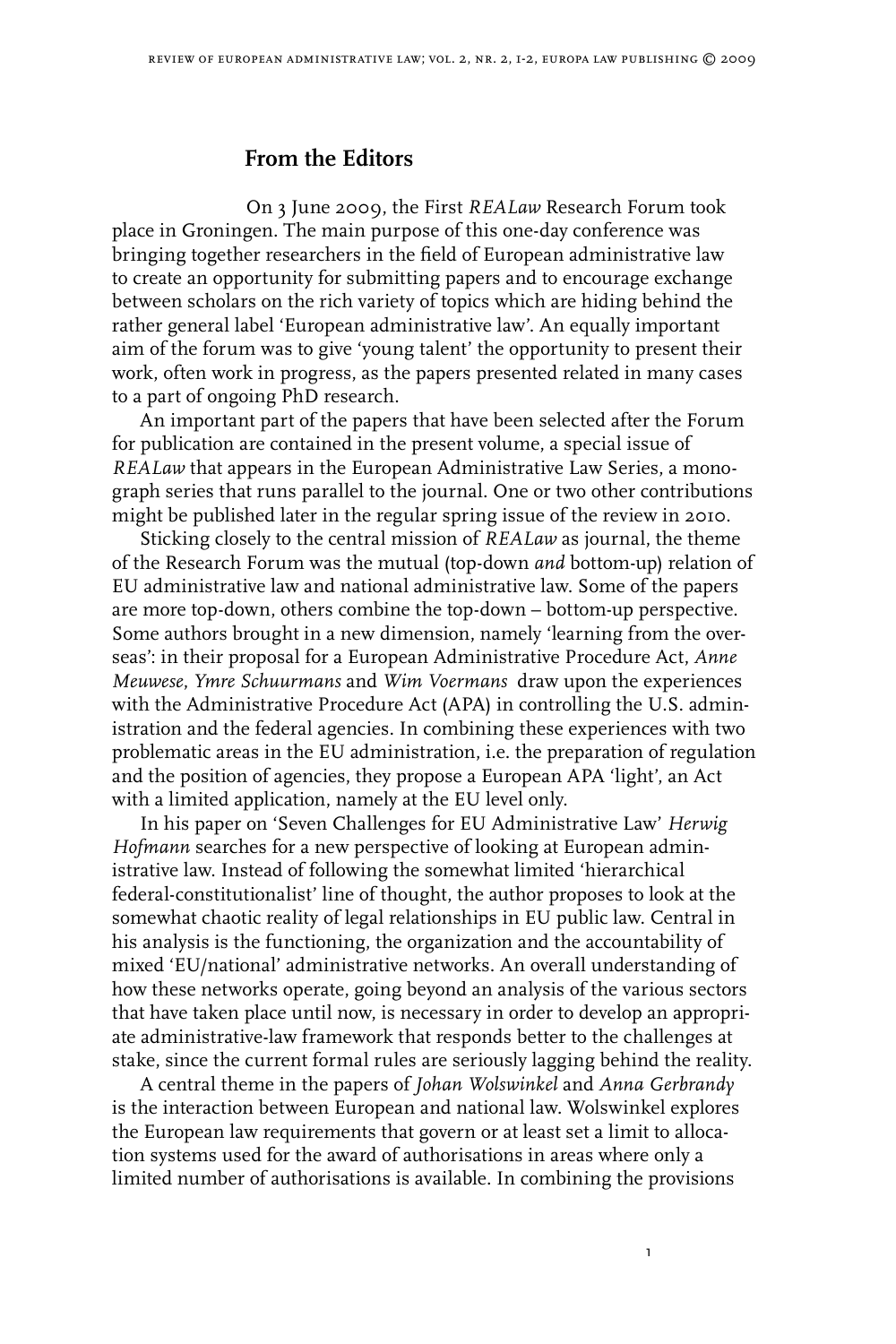## From the Editors

On 3 June 2009, the First *REALaw* Research Forum took place in Groningen. The main purpose of this one-day conference was bringing together researchers in the field of European administrative law to create an opportunity for submitting papers and to encourage exchange between scholars on the rich variety of topics which are hiding behind the rather general label 'European administrative law'. An equally important aim of the forum was to give 'young talent' the opportunity to present their work, often work in progress, as the papers presented related in many cases to a part of ongoing PhD research.

An important part of the papers that have been selected after the Forum for publication are contained in the present volume, a special issue of *REALaw* that appears in the European Administrative Law Series, a monograph series that runs parallel to the journal. One or two other contributions might be published later in the regular spring issue of the review in 2010.

Sticking closely to the central mission of *REALaw* as journal, the theme of the Research Forum was the mutual (top-down *and* bottom-up) relation of EU administrative law and national administrative law. Some of the papers are more top-down, others combine the top-down – bottom-up perspective. Some authors brought in a new dimension, namely 'learning from the overseas': in their proposal for a European Administrative Procedure Act, *Anne Meuwese*, *Ymre Schuurmans* and *Wim Voermans* draw upon the experiences with the Administrative Procedure Act (APA) in controlling the U.S. administration and the federal agencies. In combining these experiences with two problematic areas in the EU administration, i.e. the preparation of regulation and the position of agencies, they propose a European APA 'light', an Act with a limited application, namely at the EU level only.

In his paper on 'Seven Challenges for EU Administrative Law' *Herwig Hofmann* searches for a new perspective of looking at European administrative law. Instead of following the somewhat limited 'hierarchical federal-constitutionalist' line of thought, the author proposes to look at the somewhat chaotic reality of legal relationships in EU public law. Central in his analysis is the functioning, the organization and the accountability of mixed 'EU/national' administrative networks. An overall understanding of how these networks operate, going beyond an analysis of the various sectors that have taken place until now, is necessary in order to develop an appropriate administrative-law framework that responds better to the challenges at stake, since the current formal rules are seriously lagging behind the reality.

A central theme in the papers of *Johan Wolswinkel* and *Anna Gerbrandy* is the interaction between European and national law. Wolswinkel explores the European law requirements that govern or at least set a limit to allocation systems used for the award of authorisations in areas where only a limited number of authorisations is available. In combining the provisions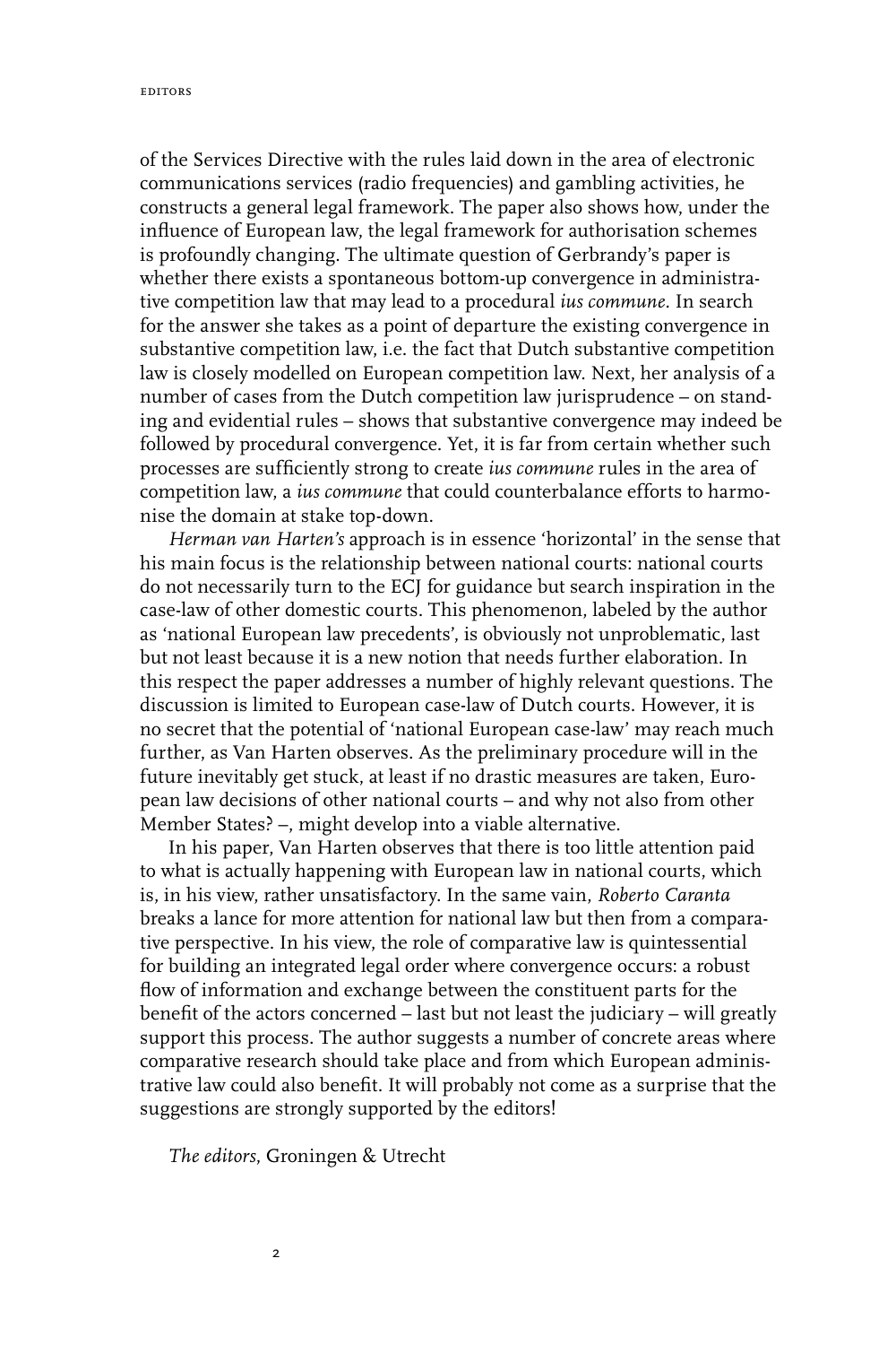of the Services Directive with the rules laid down in the area of electronic communications services (radio frequencies) and gambling activities, he constructs a general legal framework. The paper also shows how, under the influence of European law, the legal framework for authorisation schemes is profoundly changing. The ultimate question of Gerbrandy's paper is whether there exists a spontaneous bottom-up convergence in administrative competition law that may lead to a procedural *ius commune*. In search for the answer she takes as a point of departure the existing convergence in substantive competition law, i.e. the fact that Dutch substantive competition law is closely modelled on European competition law. Next, her analysis of a number of cases from the Dutch competition law jurisprudence – on standing and evidential rules – shows that substantive convergence may indeed be followed by procedural convergence. Yet, it is far from certain whether such processes are sufficiently strong to create *ius commune* rules in the area of competition law, a *ius commune* that could counterbalance efforts to harmonise the domain at stake top-down.

*Herman van Harten's* approach is in essence 'horizontal' in the sense that his main focus is the relationship between national courts: national courts do not necessarily turn to the ECJ for guidance but search inspiration in the case-law of other domestic courts. This phenomenon, labeled by the author as 'national European law precedents', is obviously not unproblematic, last but not least because it is a new notion that needs further elaboration. In this respect the paper addresses a number of highly relevant questions. The discussion is limited to European case-law of Dutch courts. However, it is no secret that the potential of 'national European case-law' may reach much further, as Van Harten observes. As the preliminary procedure will in the future inevitably get stuck, at least if no drastic measures are taken, European law decisions of other national courts – and why not also from other Member States? –, might develop into a viable alternative.

In his paper, Van Harten observes that there is too little attention paid to what is actually happening with European law in national courts, which is, in his view, rather unsatisfactory. In the same vain, *Roberto Caranta* breaks a lance for more attention for national law but then from a comparative perspective. In his view, the role of comparative law is quintessential for building an integrated legal order where convergence occurs: a robust flow of information and exchange between the constituent parts for the benefit of the actors concerned – last but not least the judiciary – will greatly support this process. The author suggests a number of concrete areas where comparative research should take place and from which European administrative law could also benefit. It will probably not come as a surprise that the suggestions are strongly supported by the editors!

*The editors,* Groningen & Utrecht